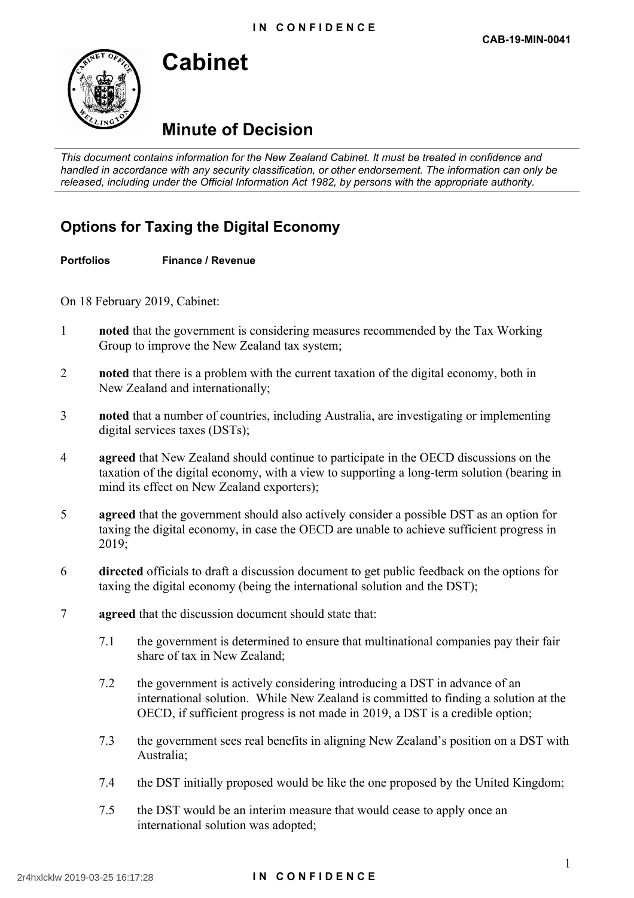**CAB-19-MIN-0041**

# Cabinet

## Minute of Decision

*This document contains information for the New Zealand Cabinet. It must be treated in confidence and handled in accordance with any security classification, or other endorsement. The information can only be released, including under the Official Information Act 1982, by persons with the appropriate authority.*

## Options for Taxing the Digital Economy

**Portfolios** **Finance / Revenue**

On 18 February 2019, Cabinet:

1 **noted** that the government is considering measures recommended by the Tax Working Group to improve the New Zealand tax system;

2 **noted** that there is a problem with the current taxation of the digital economy, both in New Zealand and internationally;

3 **noted** that a number of countries, including Australia, are investigating or implementing digital services taxes (DSTs);

4 **agreed** that New Zealand should continue to participate in the OECD discussions on the taxation of the digital economy, with a view to supporting a long-term solution (bearing in mind its effect on New Zealand exporters);

5 **agreed** that the government should also actively consider a possible DST as an option for taxing the digital economy, in case the OECD are unable to achieve sufficient progress in 2019;

6 **directed** officials to draft a discussion document to get public feedback on the options for taxing the digital economy (being the international solution and the DST);

7 **agreed** that the discussion document should state that:

7.1 the government is determined to ensure that multinational companies pay their fair share of tax in New Zealand;

7.2 the government is actively considering introducing a DST in advance of an international solution. While New Zealand is committed to finding a solution at the OECD, if sufficient progress is not made in 2019, a DST is a credible option;

7.3 the government sees real benefits in aligning New Zealand's position on a DST with Australia;

7.4 the DST initially proposed would be like the one proposed by the United Kingdom;

7.5 the DST would be an interim measure that would cease to apply once an international solution was adopted;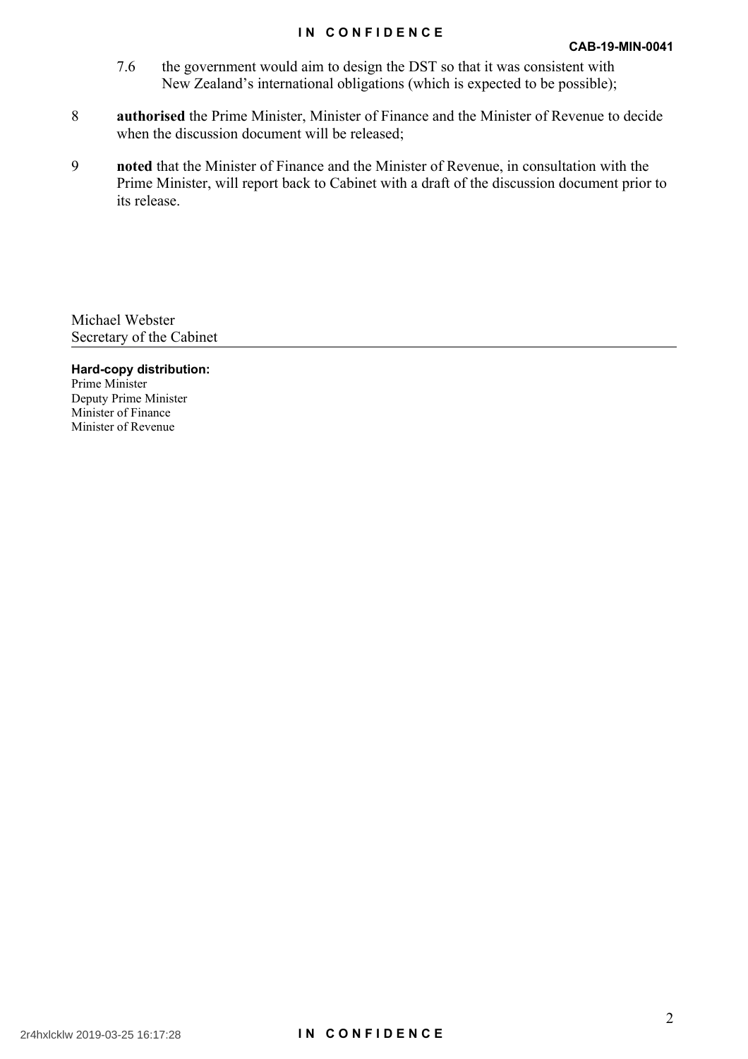7.6 the government would aim to design the DST so that it was consistent with New Zealand's international obligations (which is expected to be possible);

8 **authorised** the Prime Minister, Minister of Finance and the Minister of Revenue to decide when the discussion document will be released;

9 **noted** that the Minister of Finance and the Minister of Revenue, in consultation with the Prime Minister, will report back to Cabinet with a draft of the discussion document prior to its release.

Michael Webster
Secretary of the Cabinet

**Hard-copy distribution:**
Prime Minister
Deputy Prime Minister
Minister of Finance
Minister of Revenue

2r4hxlcklw 2019-03-25 16:17:28